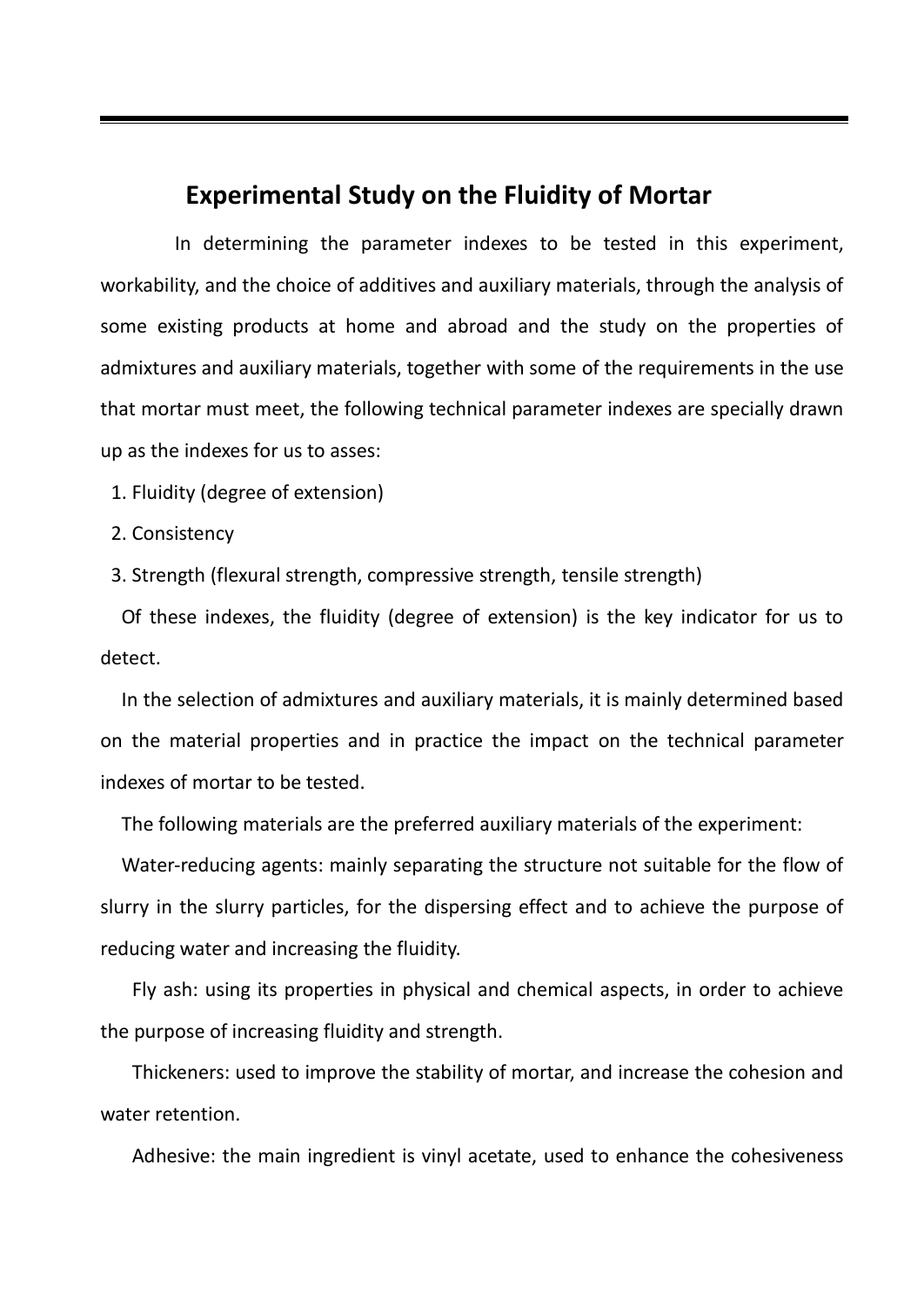## Experimental Study on the Fluidity of Mortar

In determining the parameter indexes to be tested in this experiment, workability, and the choice of additives and auxiliary materials, through the analysis of some existing products at home and abroad and the study on the properties of admixtures and auxiliary materials, together with some of the requirements in the use that mortar must meet, the following technical parameter indexes are specially drawn up as the indexes for us to asses:

1. Fluidity (degree of extension)
2. Consistency
3. Strength (flexural strength, compressive strength, tensile strength)

Of these indexes, the fluidity (degree of extension) is the key indicator for us to detect.

In the selection of admixtures and auxiliary materials, it is mainly determined based on the material properties and in practice the impact on the technical parameter indexes of mortar to be tested.

The following materials are the preferred auxiliary materials of the experiment:

Water-reducing agents: mainly separating the structure not suitable for the flow of slurry in the slurry particles, for the dispersing effect and to achieve the purpose of reducing water and increasing the fluidity.

Fly ash: using its properties in physical and chemical aspects, in order to achieve the purpose of increasing fluidity and strength.

Thickeners: used to improve the stability of mortar, and increase the cohesion and water retention.

Adhesive: the main ingredient is vinyl acetate, used to enhance the cohesiveness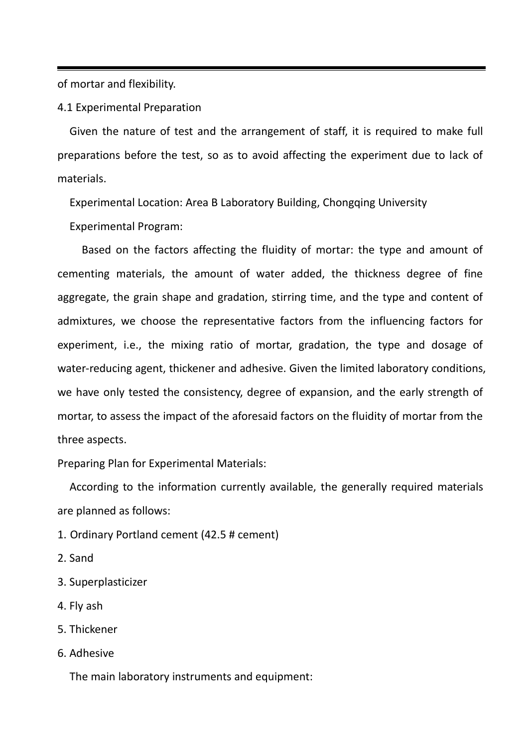of mortar and flexibility.

## 4.1 Experimental Preparation

Given the nature of test and the arrangement of staff, it is required to make full preparations before the test, so as to avoid affecting the experiment due to lack of materials.

Experimental Location: Area B Laboratory Building, Chongqing University

Experimental Program:

Based on the factors affecting the fluidity of mortar: the type and amount of cementing materials, the amount of water added, the thickness degree of fine aggregate, the grain shape and gradation, stirring time, and the type and content of admixtures, we choose the representative factors from the influencing factors for experiment, i.e., the mixing ratio of mortar, gradation, the type and dosage of water-reducing agent, thickener and adhesive. Given the limited laboratory conditions, we have only tested the consistency, degree of expansion, and the early strength of mortar, to assess the impact of the aforesaid factors on the fluidity of mortar from the three aspects.

Preparing Plan for Experimental Materials:

According to the information currently available, the generally required materials are planned as follows:

1. Ordinary Portland cement (42.5 # cement)
2. Sand
3. Superplasticizer
4. Fly ash
5. Thickener
6. Adhesive

The main laboratory instruments and equipment: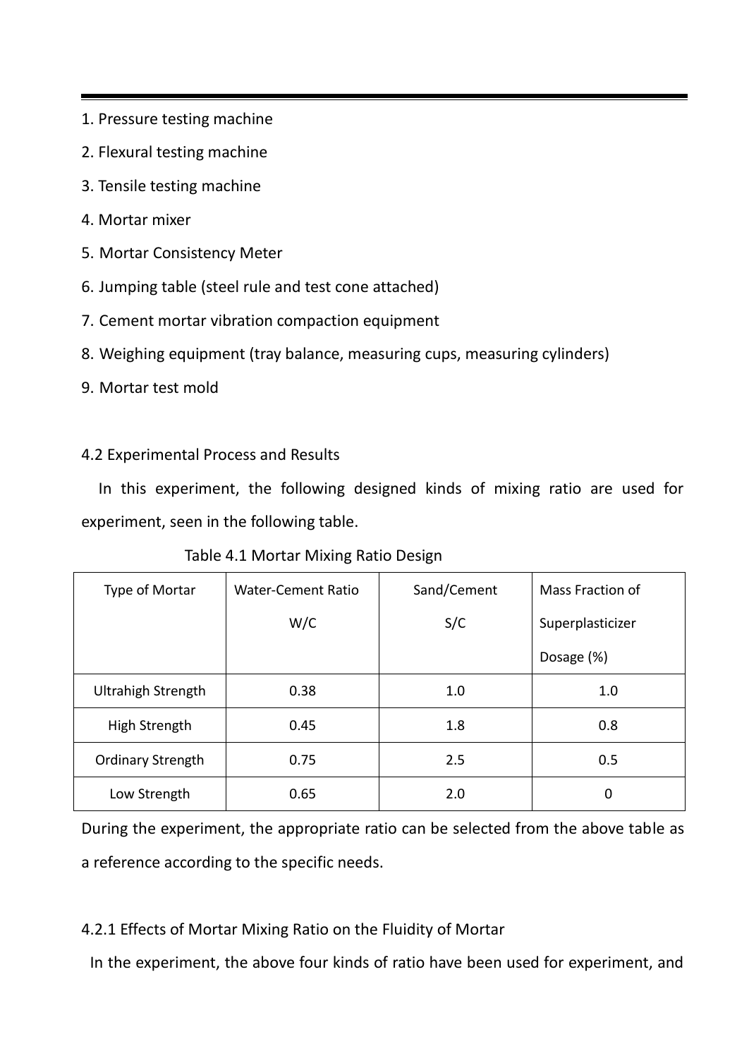1. Pressure testing machine
2. Flexural testing machine
3. Tensile testing machine
4. Mortar mixer
5. Mortar Consistency Meter
6. Jumping table (steel rule and test cone attached)
7. Cement mortar vibration compaction equipment
8. Weighing equipment (tray balance, measuring cups, measuring cylinders)
9. Mortar test mold

4.2 Experimental Process and Results

In this experiment, the following designed kinds of mixing ratio are used for experiment, seen in the following table.

Table 4.1 Mortar Mixing Ratio Design

| Type of Mortar | Water-Cement Ratio W/C | Sand/Cement S/C | Mass Fraction of Superplasticizer Dosage (%) |
|---|---|---|---|
| Ultrahigh Strength | 0.38 | 1.0 | 1.0 |
| High Strength | 0.45 | 1.8 | 0.8 |
| Ordinary Strength | 0.75 | 2.5 | 0.5 |
| Low Strength | 0.65 | 2.0 | 0 |

During the experiment, the appropriate ratio can be selected from the above table as a reference according to the specific needs.

4.2.1 Effects of Mortar Mixing Ratio on the Fluidity of Mortar

In the experiment, the above four kinds of ratio have been used for experiment, and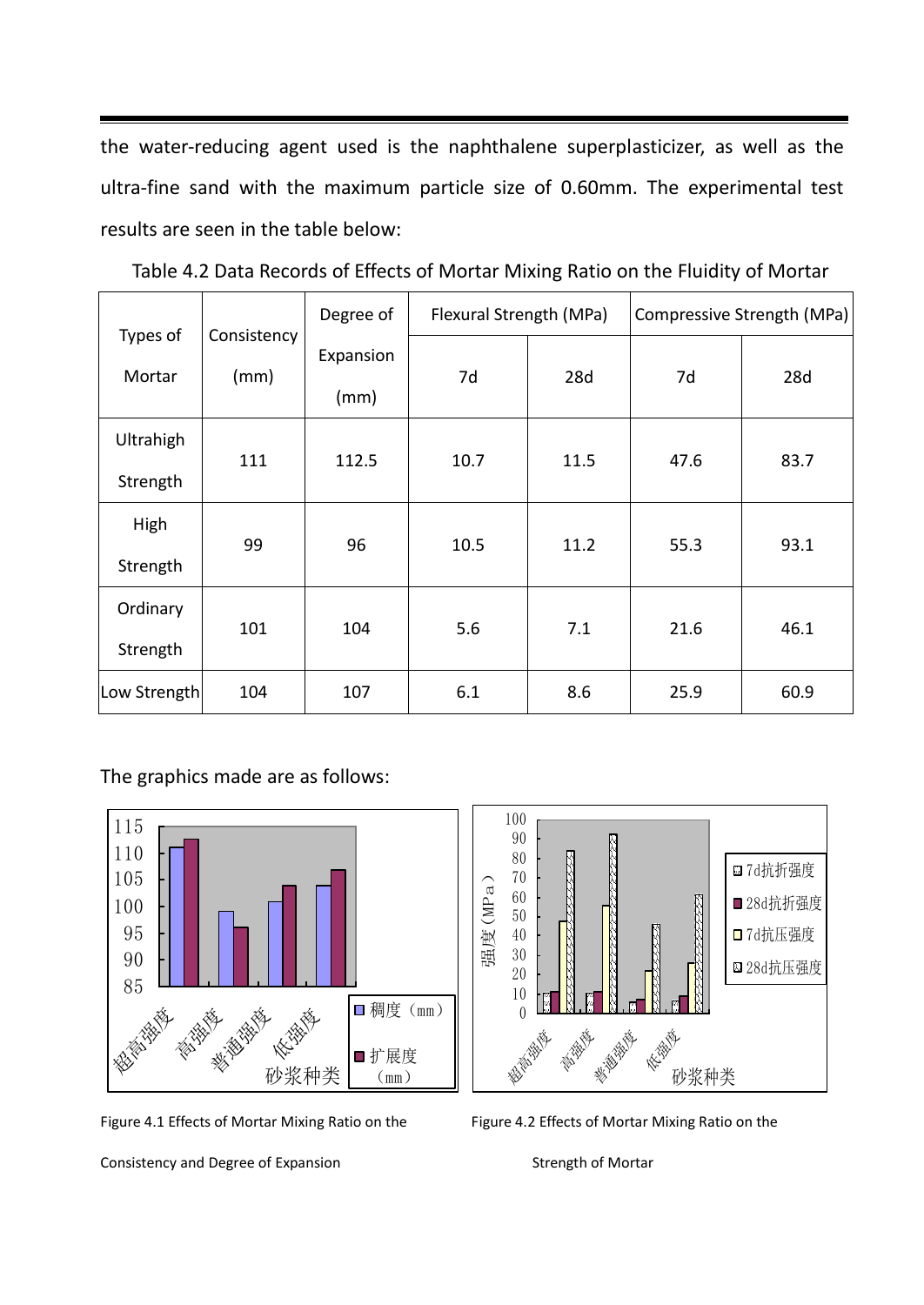the water-reducing agent used is the naphthalene superplasticizer, as well as the ultra-fine sand with the maximum particle size of 0.60mm. The experimental test results are seen in the table below:

Table 4.2 Data Records of Effects of Mortar Mixing Ratio on the Fluidity of Mortar

| Types of Mortar | Consistency (mm) | Degree of Expansion (mm) | Flexural Strength (MPa) | | Compressive Strength (MPa) | |
|---|---|---|---|---|---|---|
| | | | 7d | 28d | 7d | 28d |
| Ultrahigh Strength | 111 | 112.5 | 10.7 | 11.5 | 47.6 | 83.7 |
| High Strength | 99 | 96 | 10.5 | 11.2 | 55.3 | 93.1 |
| Ordinary Strength | 101 | 104 | 5.6 | 7.1 | 21.6 | 46.1 |
| Low Strength | 104 | 107 | 6.1 | 8.6 | 25.9 | 60.9 |

The graphics made are as follows:

Figure 4.1 Effects of Mortar Mixing Ratio on the Consistency and Degree of Expansion

Figure 4.2 Effects of Mortar Mixing Ratio on the Strength of Mortar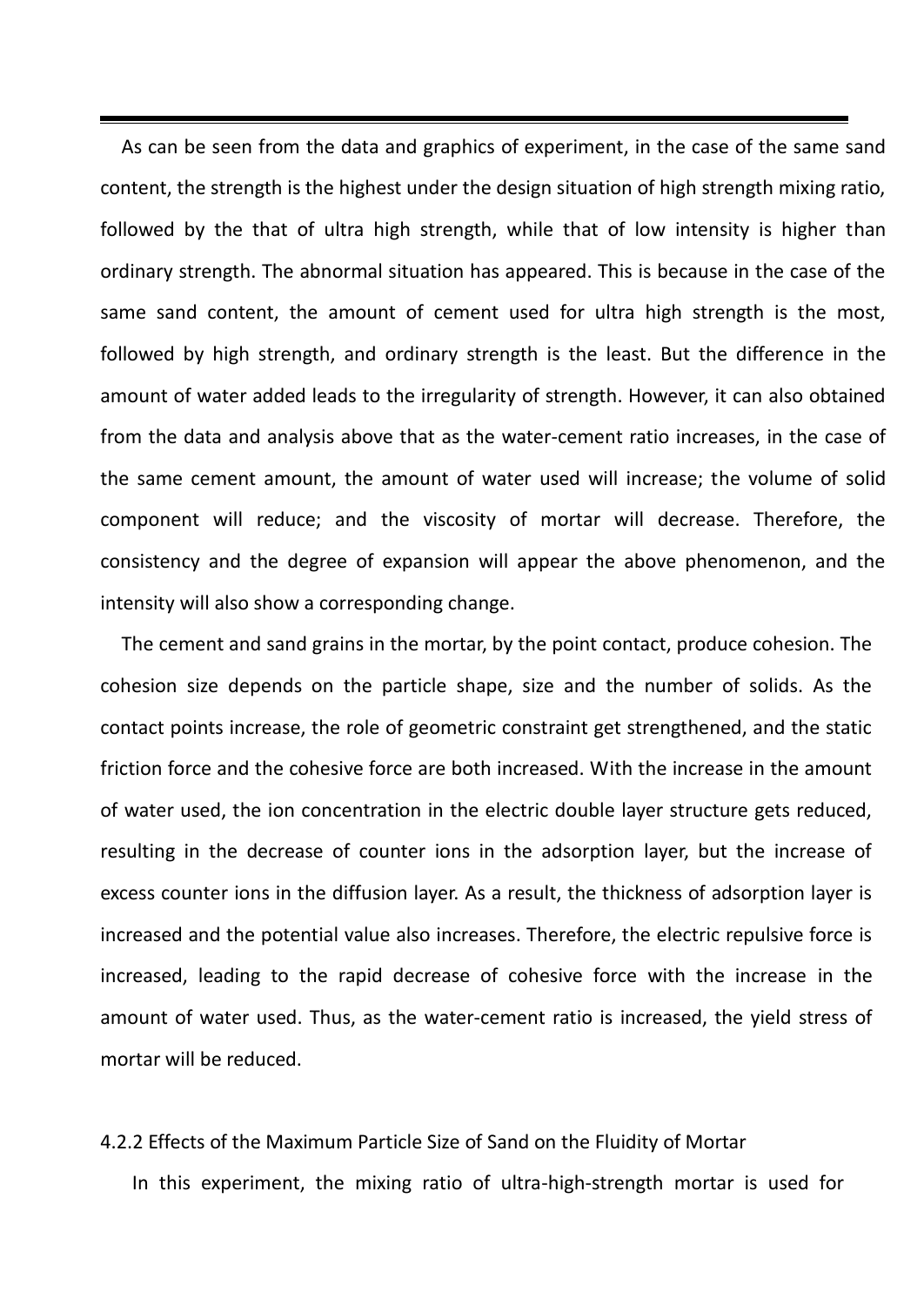As can be seen from the data and graphics of experiment, in the case of the same sand content, the strength is the highest under the design situation of high strength mixing ratio, followed by the that of ultra high strength, while that of low intensity is higher than ordinary strength. The abnormal situation has appeared. This is because in the case of the same sand content, the amount of cement used for ultra high strength is the most, followed by high strength, and ordinary strength is the least. But the difference in the amount of water added leads to the irregularity of strength. However, it can also obtained from the data and analysis above that as the water-cement ratio increases, in the case of the same cement amount, the amount of water used will increase; the volume of solid component will reduce; and the viscosity of mortar will decrease. Therefore, the consistency and the degree of expansion will appear the above phenomenon, and the intensity will also show a corresponding change.

The cement and sand grains in the mortar, by the point contact, produce cohesion. The cohesion size depends on the particle shape, size and the number of solids. As the contact points increase, the role of geometric constraint get strengthened, and the static friction force and the cohesive force are both increased. With the increase in the amount of water used, the ion concentration in the electric double layer structure gets reduced, resulting in the decrease of counter ions in the adsorption layer, but the increase of excess counter ions in the diffusion layer. As a result, the thickness of adsorption layer is increased and the potential value also increases. Therefore, the electric repulsive force is increased, leading to the rapid decrease of cohesive force with the increase in the amount of water used. Thus, as the water-cement ratio is increased, the yield stress of mortar will be reduced.

#### 4.2.2 Effects of the Maximum Particle Size of Sand on the Fluidity of Mortar

In this experiment, the mixing ratio of ultra-high-strength mortar is used for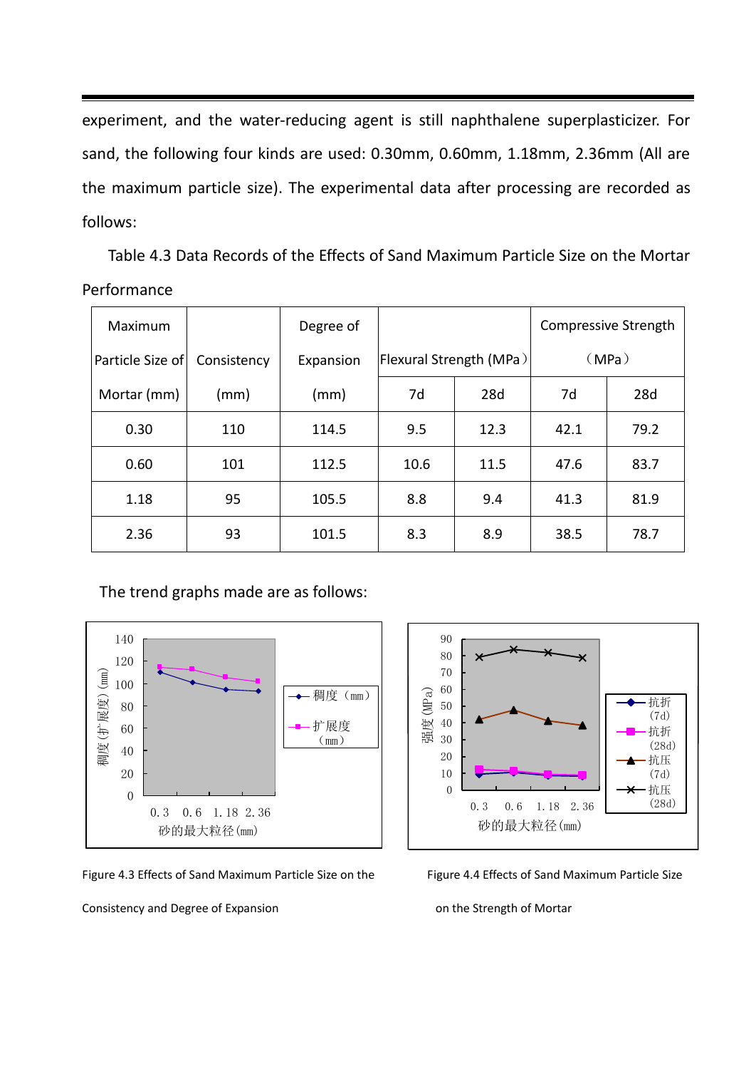experiment, and the water-reducing agent is still naphthalene superplasticizer. For sand, the following four kinds are used: 0.30mm, 0.60mm, 1.18mm, 2.36mm (All are the maximum particle size). The experimental data after processing are recorded as follows:

Table 4.3 Data Records of the Effects of Sand Maximum Particle Size on the Mortar Performance

| Maximum Particle Size of Mortar (mm) | Consistency (mm) | Degree of Expansion (mm) | Flexural Strength (MPa) | | Compressive Strength (MPa) | |
|---|---|---|---|---|---|---|
| | | | 7d | 28d | 7d | 28d |
| 0.30 | 110 | 114.5 | 9.5 | 12.3 | 42.1 | 79.2 |
| 0.60 | 101 | 112.5 | 10.6 | 11.5 | 47.6 | 83.7 |
| 1.18 | 95 | 105.5 | 8.8 | 9.4 | 41.3 | 81.9 |
| 2.36 | 93 | 101.5 | 8.3 | 8.9 | 38.5 | 78.7 |

The trend graphs made are as follows:

Figure 4.3 Effects of Sand Maximum Particle Size on the Consistency and Degree of Expansion

Figure 4.4 Effects of Sand Maximum Particle Size on the Strength of Mortar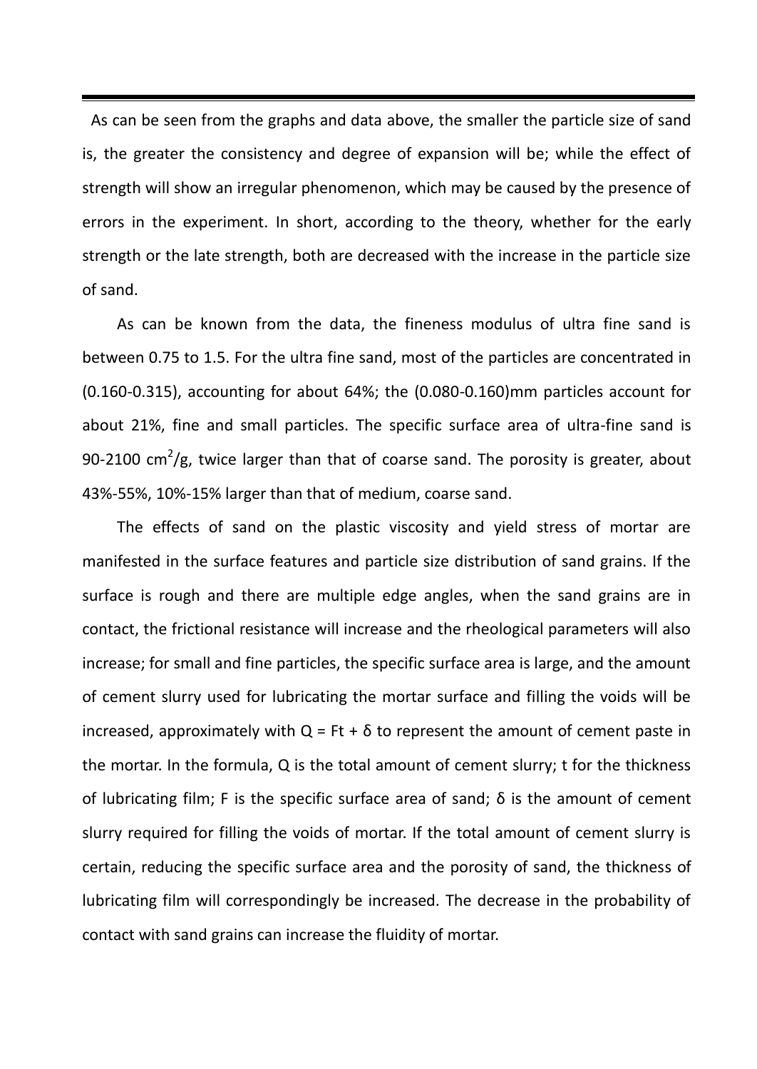As can be seen from the graphs and data above, the smaller the particle size of sand is, the greater the consistency and degree of expansion will be; while the effect of strength will show an irregular phenomenon, which may be caused by the presence of errors in the experiment. In short, according to the theory, whether for the early strength or the late strength, both are decreased with the increase in the particle size of sand.

As can be known from the data, the fineness modulus of ultra fine sand is between 0.75 to 1.5. For the ultra fine sand, most of the particles are concentrated in (0.160-0.315), accounting for about 64%; the (0.080-0.160)mm particles account for about 21%, fine and small particles. The specific surface area of ultra-fine sand is 90-2100 $cm^2/g$, twice larger than that of coarse sand. The porosity is greater, about 43%-55%, 10%-15% larger than that of medium, coarse sand.

The effects of sand on the plastic viscosity and yield stress of mortar are manifested in the surface features and particle size distribution of sand grains. If the surface is rough and there are multiple edge angles, when the sand grains are in contact, the frictional resistance will increase and the rheological parameters will also increase; for small and fine particles, the specific surface area is large, and the amount of cement slurry used for lubricating the mortar surface and filling the voids will be increased, approximately with $Q = Ft + \delta$ to represent the amount of cement paste in the mortar. In the formula, $Q$ is the total amount of cement slurry; $t$ for the thickness of lubricating film; $F$ is the specific surface area of sand; $\delta$ is the amount of cement slurry required for filling the voids of mortar. If the total amount of cement slurry is certain, reducing the specific surface area and the porosity of sand, the thickness of lubricating film will correspondingly be increased. The decrease in the probability of contact with sand grains can increase the fluidity of mortar.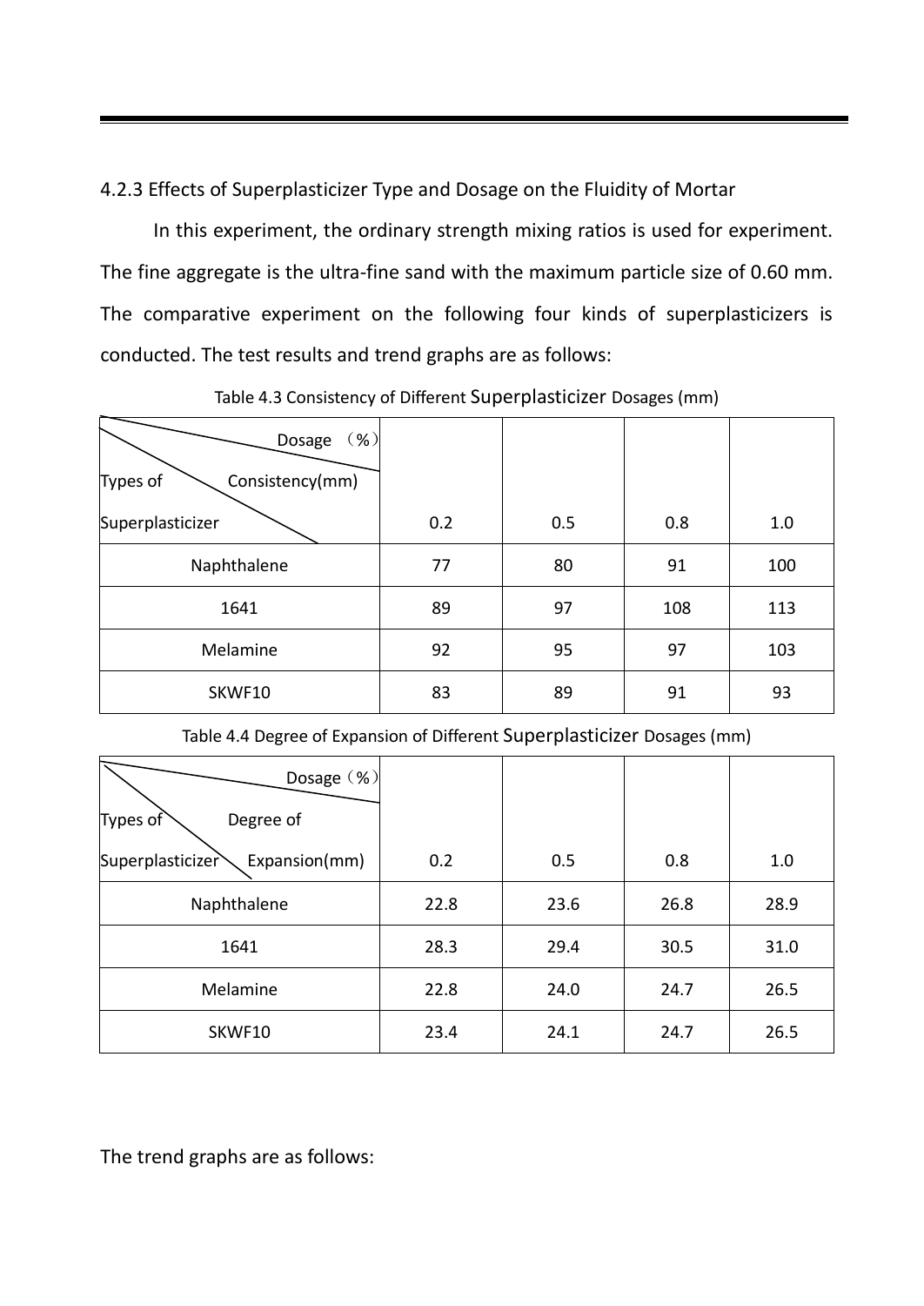### 4.2.3 Effects of Superplasticizer Type and Dosage on the Fluidity of Mortar

In this experiment, the ordinary strength mixing ratios is used for experiment. The fine aggregate is the ultra-fine sand with the maximum particle size of 0.60 mm. The comparative experiment on the following four kinds of superplasticizers is conducted. The test results and trend graphs are as follows:

Table 4.3 Consistency of Different Superplasticizer Dosages (mm)

| Types of Superplasticizer / Consistency(mm) / Dosage （%） | 0.2 | 0.5 | 0.8 | 1.0 |
|---|---|---|---|---|
| Naphthalene | 77 | 80 | 91 | 100 |
| 1641 | 89 | 97 | 108 | 113 |
| Melamine | 92 | 95 | 97 | 103 |
| SKWF10 | 83 | 89 | 91 | 93 |

Table 4.4 Degree of Expansion of Different Superplasticizer Dosages (mm)

| Types of Superplasticizer / Degree of Expansion(mm) / Dosage（%） | 0.2 | 0.5 | 0.8 | 1.0 |
|---|---|---|---|---|
| Naphthalene | 22.8 | 23.6 | 26.8 | 28.9 |
| 1641 | 28.3 | 29.4 | 30.5 | 31.0 |
| Melamine | 22.8 | 24.0 | 24.7 | 26.5 |
| SKWF10 | 23.4 | 24.1 | 24.7 | 26.5 |

The trend graphs are as follows: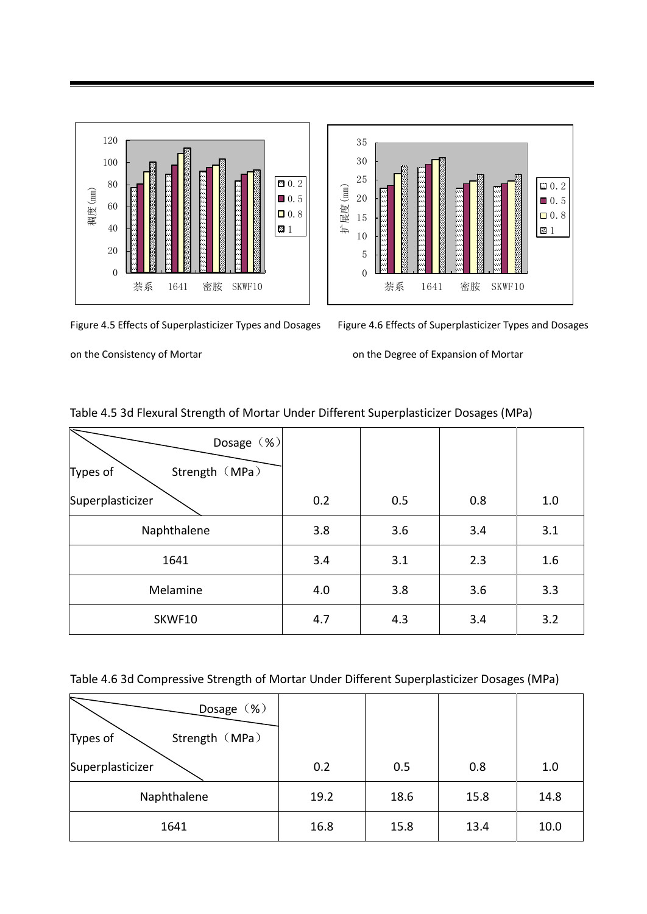Figure 4.5 Effects of Superplasticizer Types and Dosages on the Consistency of Mortar

Figure 4.6 Effects of Superplasticizer Types and Dosages on the Degree of Expansion of Mortar

Table 4.5 3d Flexural Strength of Mortar Under Different Superplasticizer Dosages (MPa)

| Types of Superplasticizer \ Strength（MPa） \ Dosage（%） | 0.2 | 0.5 | 0.8 | 1.0 |
|---|---|---|---|---|
| Naphthalene | 3.8 | 3.6 | 3.4 | 3.1 |
| 1641 | 3.4 | 3.1 | 2.3 | 1.6 |
| Melamine | 4.0 | 3.8 | 3.6 | 3.3 |
| SKWF10 | 4.7 | 4.3 | 3.4 | 3.2 |

Table 4.6 3d Compressive Strength of Mortar Under Different Superplasticizer Dosages (MPa)

| Types of Superplasticizer \ Strength（MPa） \ Dosage（%） | 0.2 | 0.5 | 0.8 | 1.0 |
|---|---|---|---|---|
| Naphthalene | 19.2 | 18.6 | 15.8 | 14.8 |
| 1641 | 16.8 | 15.8 | 13.4 | 10.0 |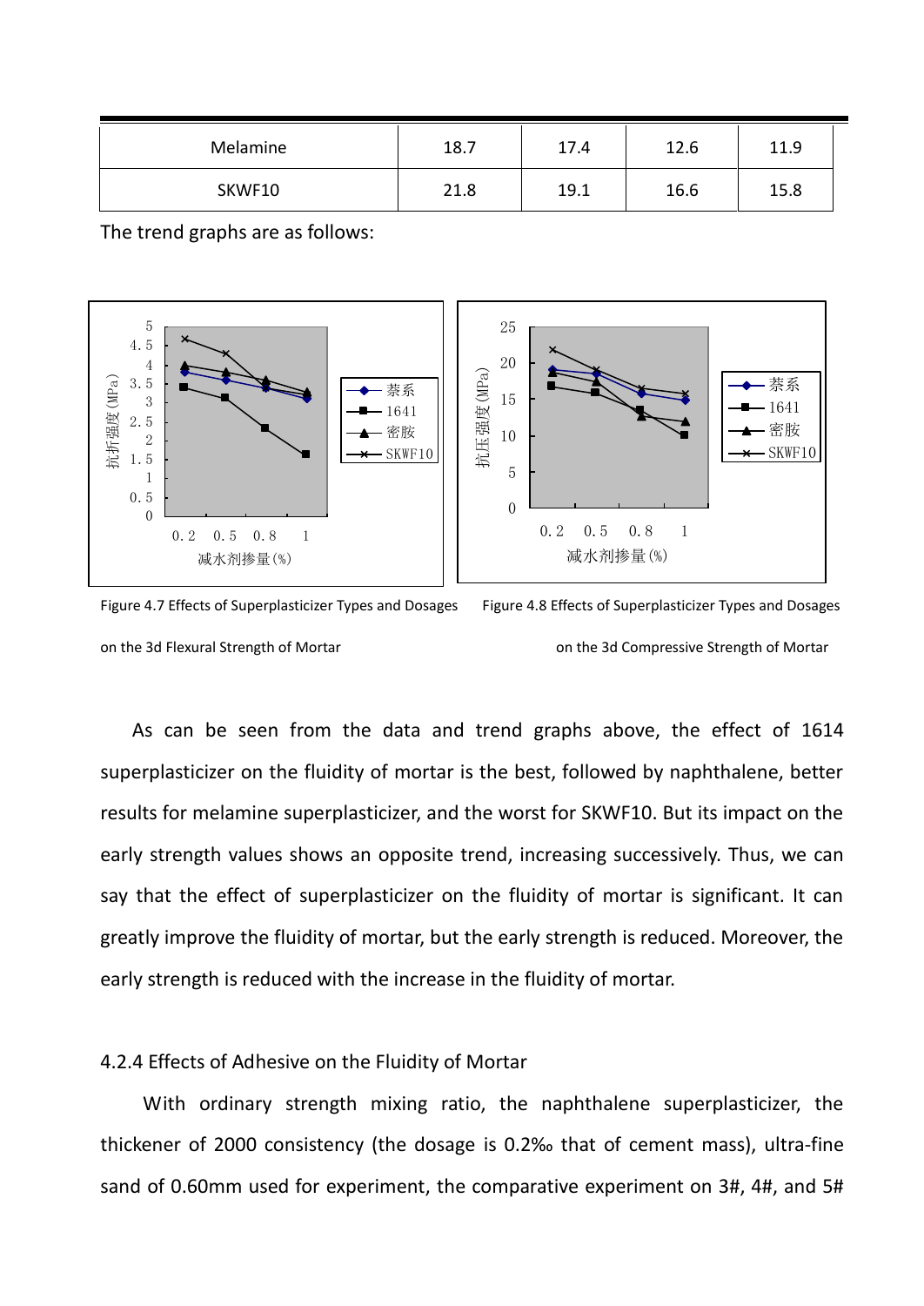| Melamine | 18.7 | 17.4 | 12.6 | 11.9 |
|---|---|---|---|---|
| SKWF10 | 21.8 | 19.1 | 16.6 | 15.8 |

The trend graphs are as follows:

Figure 4.7 Effects of Superplasticizer Types and Dosages on the 3d Flexural Strength of Mortar

Figure 4.8 Effects of Superplasticizer Types and Dosages on the 3d Compressive Strength of Mortar

As can be seen from the data and trend graphs above, the effect of 1614 superplasticizer on the fluidity of mortar is the best, followed by naphthalene, better results for melamine superplasticizer, and the worst for SKWF10. But its impact on the early strength values shows an opposite trend, increasing successively. Thus, we can say that the effect of superplasticizer on the fluidity of mortar is significant. It can greatly improve the fluidity of mortar, but the early strength is reduced. Moreover, the early strength is reduced with the increase in the fluidity of mortar.

### 4.2.4 Effects of Adhesive on the Fluidity of Mortar

With ordinary strength mixing ratio, the naphthalene superplasticizer, the thickener of 2000 consistency (the dosage is 0.2‰ that of cement mass), ultra-fine sand of 0.60mm used for experiment, the comparative experiment on 3#, 4#, and 5#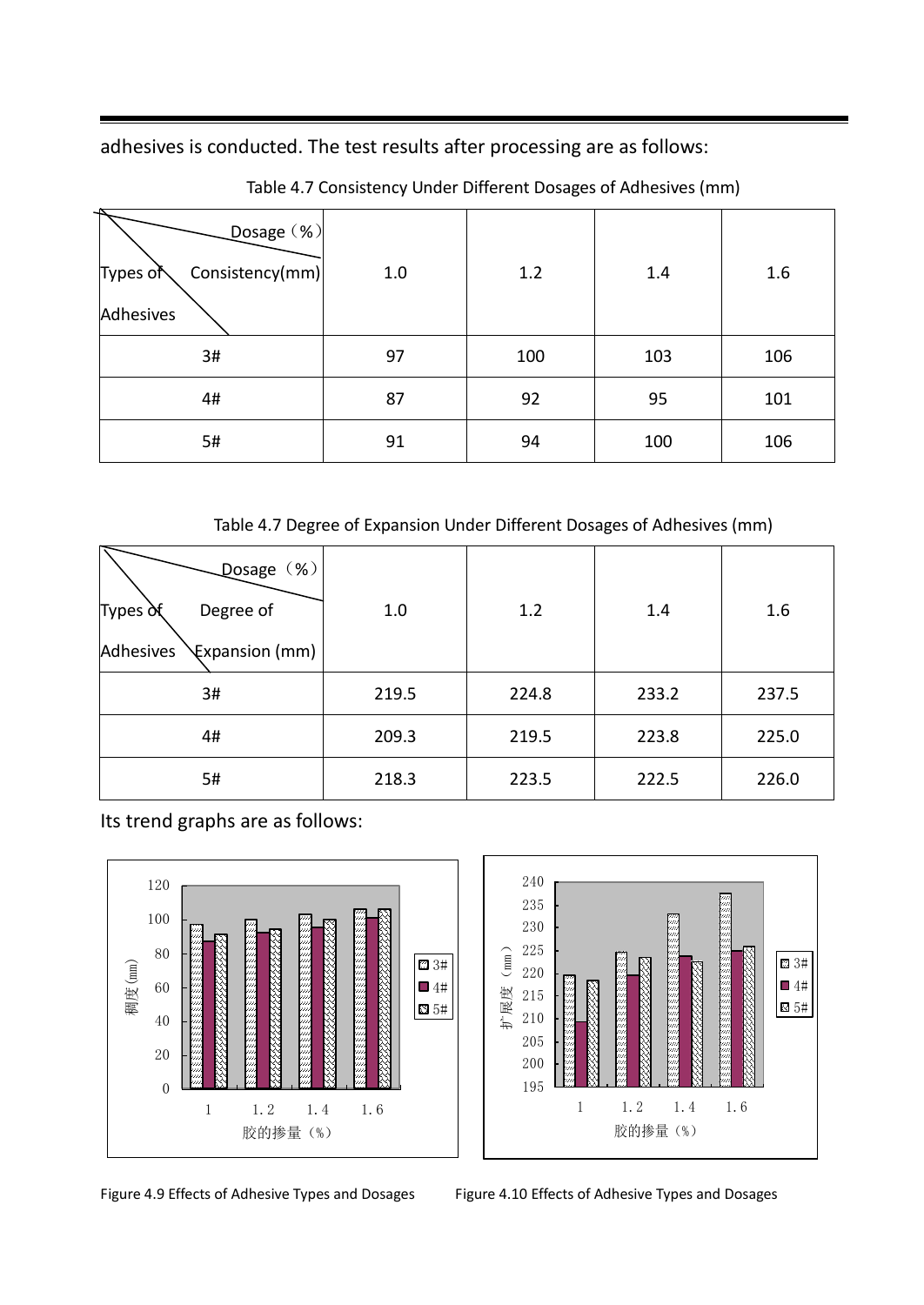adhesives is conducted. The test results after processing are as follows:

Table 4.7 Consistency Under Different Dosages of Adhesives (mm)

| Types of Adhesives \ Dosage（%）/ Consistency(mm) | 1.0 | 1.2 | 1.4 | 1.6 |
|---|---|---|---|---|
| 3# | 97 | 100 | 103 | 106 |
| 4# | 87 | 92 | 95 | 101 |
| 5# | 91 | 94 | 100 | 106 |

Table 4.7 Degree of Expansion Under Different Dosages of Adhesives (mm)

| Types of Adhesives \ Dosage（%）/ Degree of Expansion (mm) | 1.0 | 1.2 | 1.4 | 1.6 |
|---|---|---|---|---|
| 3# | 219.5 | 224.8 | 233.2 | 237.5 |
| 4# | 209.3 | 219.5 | 223.8 | 225.0 |
| 5# | 218.3 | 223.5 | 222.5 | 226.0 |

Its trend graphs are as follows:

Figure 4.9 Effects of Adhesive Types and Dosages

Figure 4.10 Effects of Adhesive Types and Dosages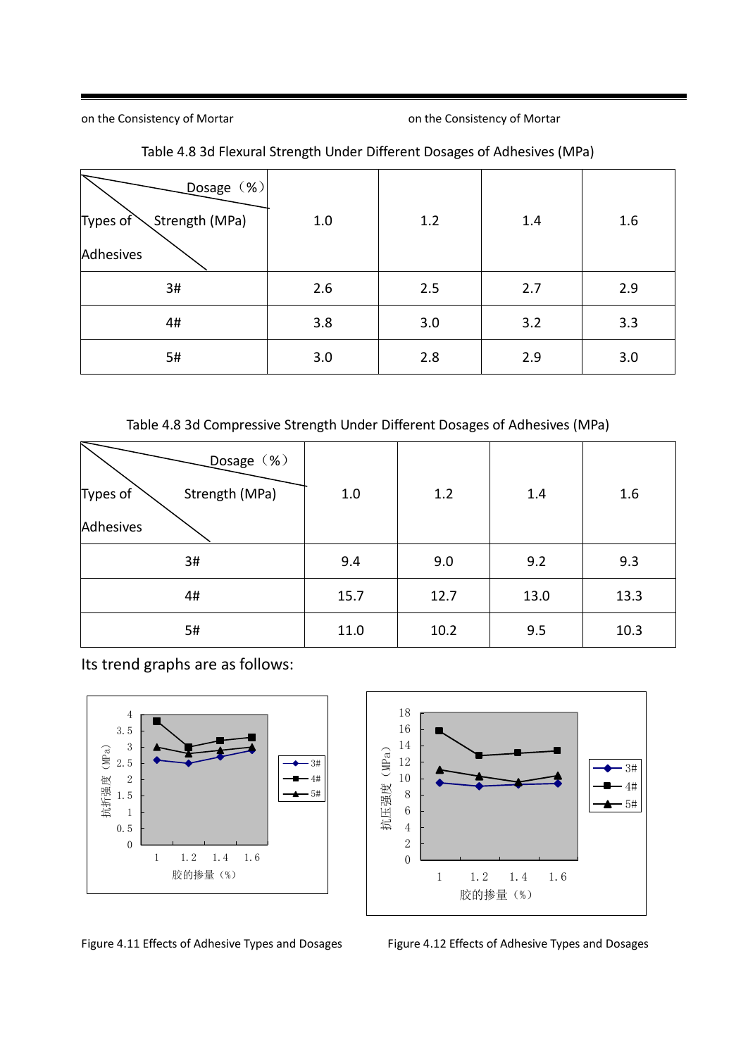Table 4.8 3d Flexural Strength Under Different Dosages of Adhesives (MPa)

| Types of Adhesives \ Strength (MPa) \ Dosage（%） | 1.0 | 1.2 | 1.4 | 1.6 |
|---|---|---|---|---|
| 3# | 2.6 | 2.5 | 2.7 | 2.9 |
| 4# | 3.8 | 3.0 | 3.2 | 3.3 |
| 5# | 3.0 | 2.8 | 2.9 | 3.0 |

Table 4.8 3d Compressive Strength Under Different Dosages of Adhesives (MPa)

| Types of Adhesives \ Strength (MPa) \ Dosage（%） | 1.0 | 1.2 | 1.4 | 1.6 |
|---|---|---|---|---|
| 3# | 9.4 | 9.0 | 9.2 | 9.3 |
| 4# | 15.7 | 12.7 | 13.0 | 13.3 |
| 5# | 11.0 | 10.2 | 9.5 | 10.3 |

Its trend graphs are as follows:

Figure 4.11 Effects of Adhesive Types and Dosages

Figure 4.12 Effects of Adhesive Types and Dosages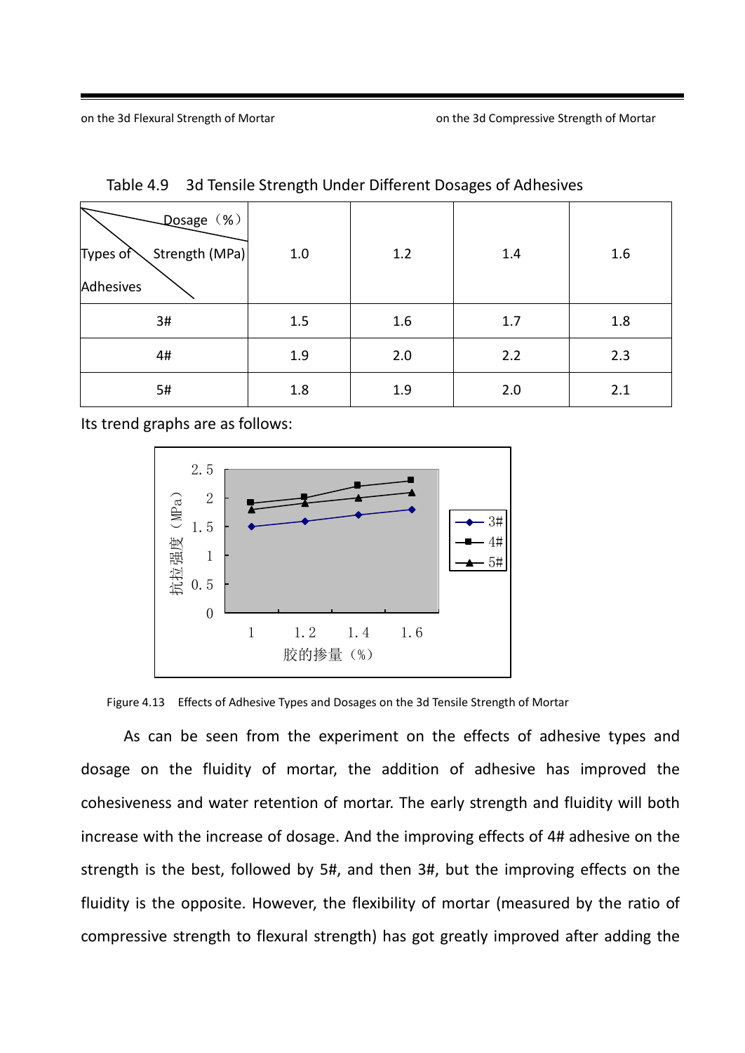on the 3d Flexural Strength of Mortar on the 3d Compressive Strength of Mortar

Table 4.9 3d Tensile Strength Under Different Dosages of Adhesives

| Types of Adhesives \ Dosage（%）Strength (MPa) | 1.0 | 1.2 | 1.4 | 1.6 |
|---|---|---|---|---|
| 3# | 1.5 | 1.6 | 1.7 | 1.8 |
| 4# | 1.9 | 2.0 | 2.2 | 2.3 |
| 5# | 1.8 | 1.9 | 2.0 | 2.1 |

Its trend graphs are as follows:

Figure 4.13 Effects of Adhesive Types and Dosages on the 3d Tensile Strength of Mortar

As can be seen from the experiment on the effects of adhesive types and dosage on the fluidity of mortar, the addition of adhesive has improved the cohesiveness and water retention of mortar. The early strength and fluidity will both increase with the increase of dosage. And the improving effects of 4# adhesive on the strength is the best, followed by 5#, and then 3#, but the improving effects on the fluidity is the opposite. However, the flexibility of mortar (measured by the ratio of compressive strength to flexural strength) has got greatly improved after adding the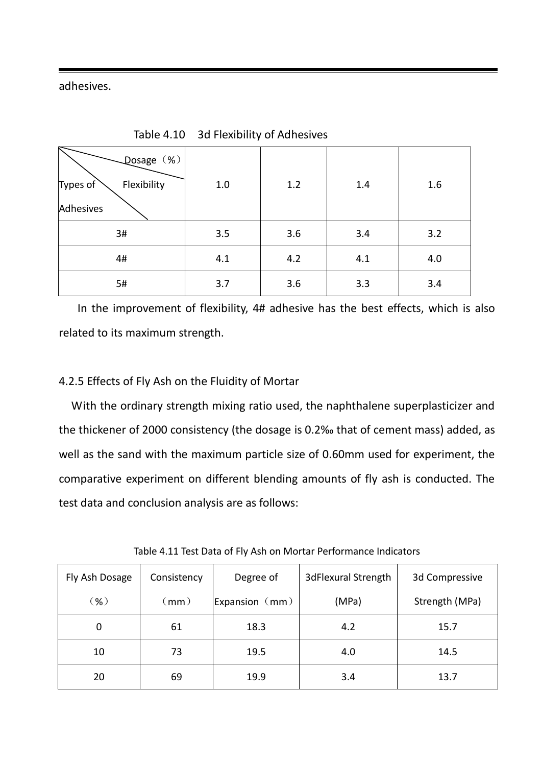adhesives.

Table 4.10 3d Flexibility of Adhesives

| Types of Adhesives \ Flexibility \ Dosage（%） | 1.0 | 1.2 | 1.4 | 1.6 |
|---|---|---|---|---|
| 3# | 3.5 | 3.6 | 3.4 | 3.2 |
| 4# | 4.1 | 4.2 | 4.1 | 4.0 |
| 5# | 3.7 | 3.6 | 3.3 | 3.4 |

In the improvement of flexibility, 4# adhesive has the best effects, which is also related to its maximum strength.

### 4.2.5 Effects of Fly Ash on the Fluidity of Mortar

With the ordinary strength mixing ratio used, the naphthalene superplasticizer and the thickener of 2000 consistency (the dosage is 0.2‰ that of cement mass) added, as well as the sand with the maximum particle size of 0.60mm used for experiment, the comparative experiment on different blending amounts of fly ash is conducted. The test data and conclusion analysis are as follows:

Table 4.11 Test Data of Fly Ash on Mortar Performance Indicators

| Fly Ash Dosage（%） | Consistency（mm） | Degree of Expansion（mm） | 3dFlexural Strength (MPa) | 3d Compressive Strength (MPa) |
|---|---|---|---|---|
| 0 | 61 | 18.3 | 4.2 | 15.7 |
| 10 | 73 | 19.5 | 4.0 | 14.5 |
| 20 | 69 | 19.9 | 3.4 | 13.7 |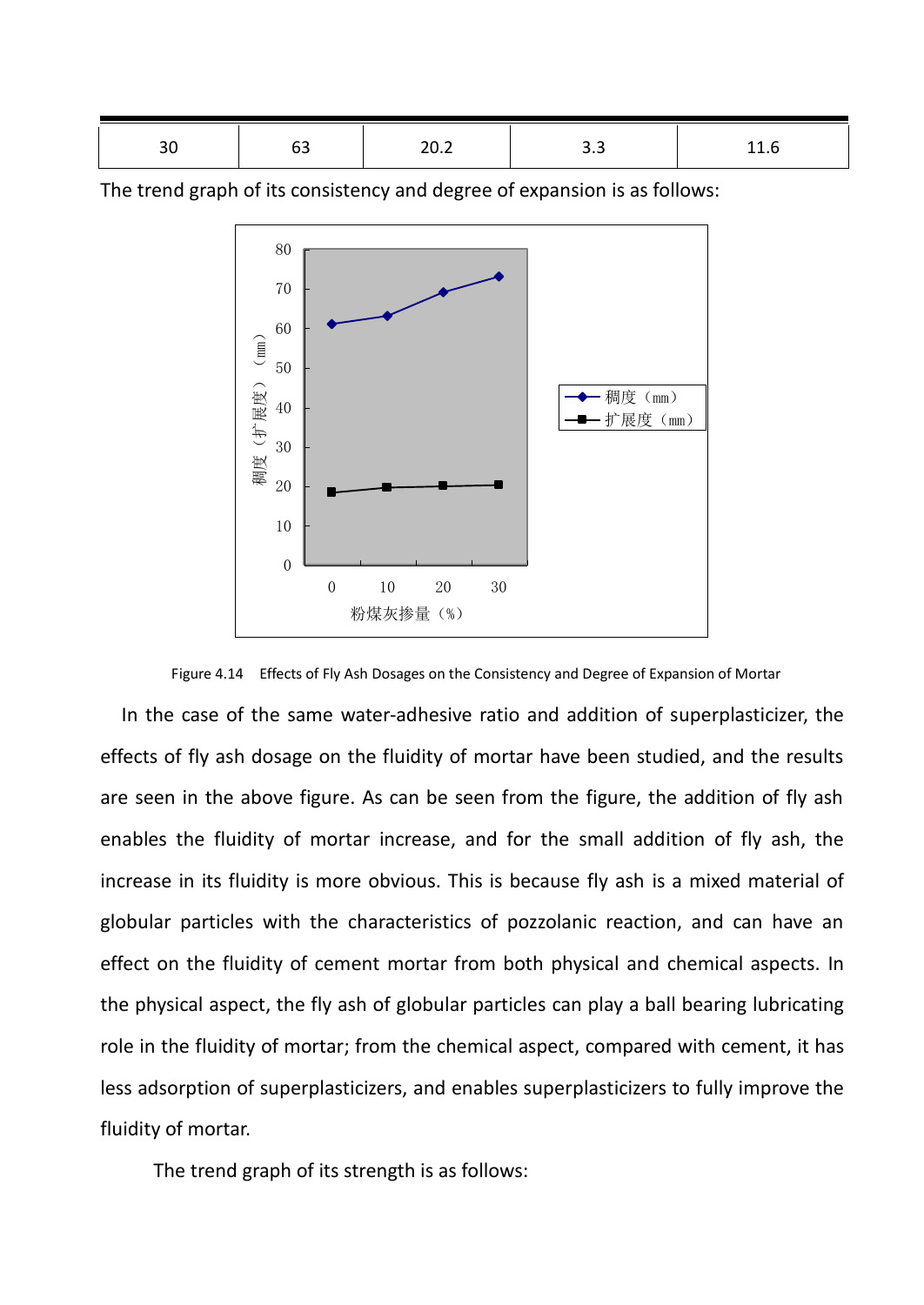| 30 | 63 | 20.2 | 3.3 | 11.6 |
|---|---|---|---|---|

The trend graph of its consistency and degree of expansion is as follows:

Figure 4.14 Effects of Fly Ash Dosages on the Consistency and Degree of Expansion of Mortar

In the case of the same water-adhesive ratio and addition of superplasticizer, the effects of fly ash dosage on the fluidity of mortar have been studied, and the results are seen in the above figure. As can be seen from the figure, the addition of fly ash enables the fluidity of mortar increase, and for the small addition of fly ash, the increase in its fluidity is more obvious. This is because fly ash is a mixed material of globular particles with the characteristics of pozzolanic reaction, and can have an effect on the fluidity of cement mortar from both physical and chemical aspects. In the physical aspect, the fly ash of globular particles can play a ball bearing lubricating role in the fluidity of mortar; from the chemical aspect, compared with cement, it has less adsorption of superplasticizers, and enables superplasticizers to fully improve the fluidity of mortar.

The trend graph of its strength is as follows: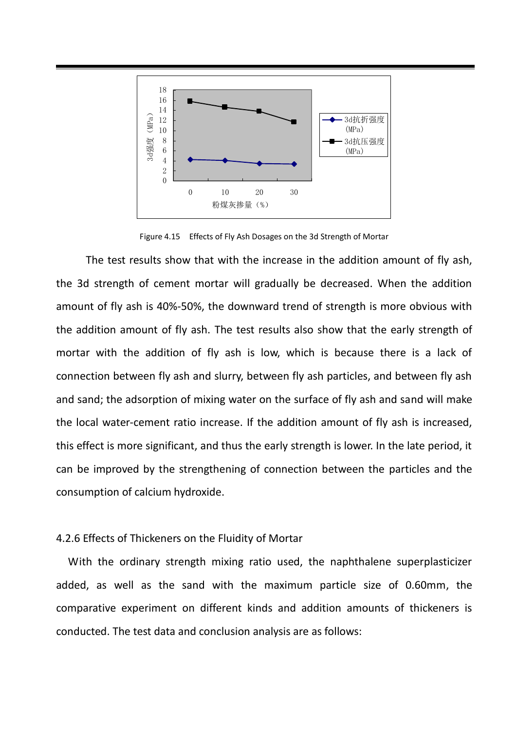Figure 4.15 Effects of Fly Ash Dosages on the 3d Strength of Mortar

The test results show that with the increase in the addition amount of fly ash, the 3d strength of cement mortar will gradually be decreased. When the addition amount of fly ash is 40%-50%, the downward trend of strength is more obvious with the addition amount of fly ash. The test results also show that the early strength of mortar with the addition of fly ash is low, which is because there is a lack of connection between fly ash and slurry, between fly ash particles, and between fly ash and sand; the adsorption of mixing water on the surface of fly ash and sand will make the local water-cement ratio increase. If the addition amount of fly ash is increased, this effect is more significant, and thus the early strength is lower. In the late period, it can be improved by the strengthening of connection between the particles and the consumption of calcium hydroxide.

### 4.2.6 Effects of Thickeners on the Fluidity of Mortar

With the ordinary strength mixing ratio used, the naphthalene superplasticizer added, as well as the sand with the maximum particle size of 0.60mm, the comparative experiment on different kinds and addition amounts of thickeners is conducted. The test data and conclusion analysis are as follows: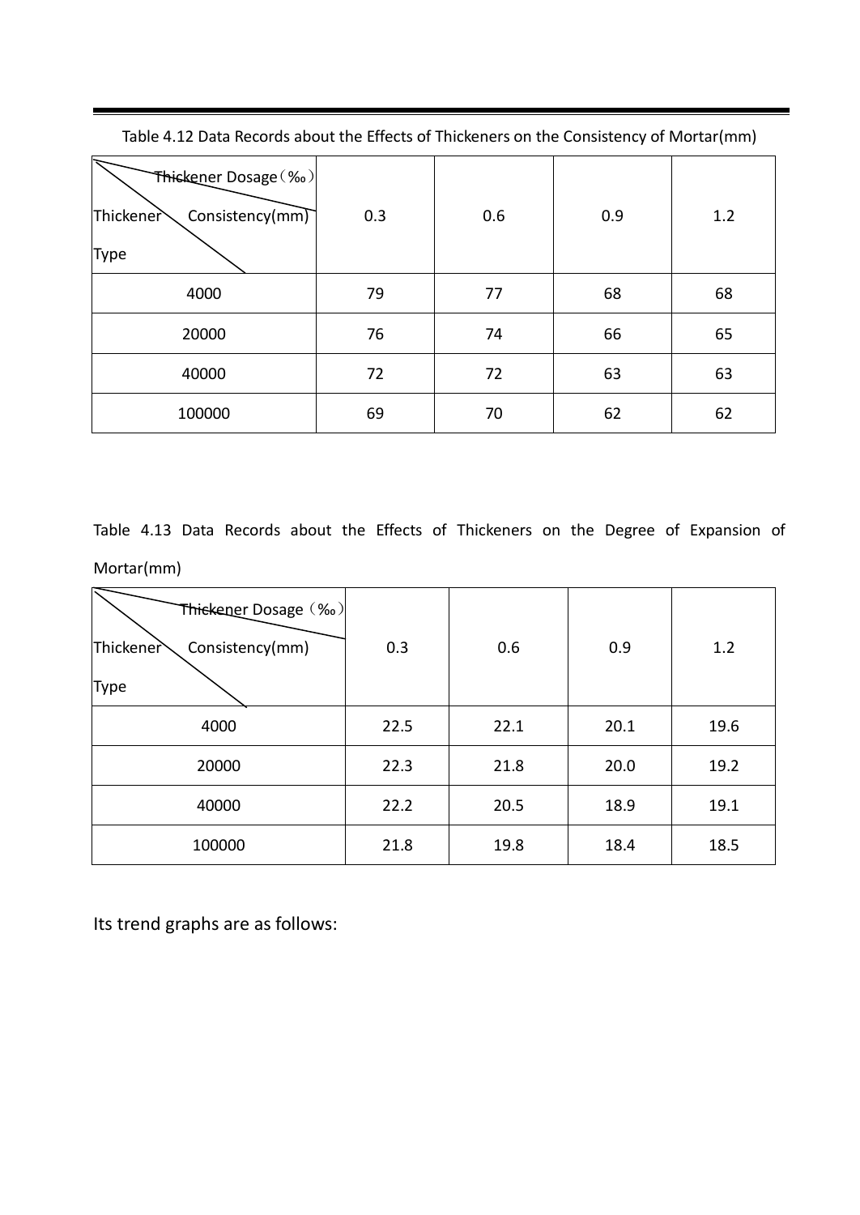Table 4.12 Data Records about the Effects of Thickeners on the Consistency of Mortar(mm)

| Thickener Type \ Thickener Dosage（‰） Consistency(mm) | 0.3 | 0.6 | 0.9 | 1.2 |
|---|---|---|---|---|
| 4000 | 79 | 77 | 68 | 68 |
| 20000 | 76 | 74 | 66 | 65 |
| 40000 | 72 | 72 | 63 | 63 |
| 100000 | 69 | 70 | 62 | 62 |

Table 4.13 Data Records about the Effects of Thickeners on the Degree of Expansion of Mortar(mm)

| Thickener Type \ Thickener Dosage（‰） Consistency(mm) | 0.3 | 0.6 | 0.9 | 1.2 |
|---|---|---|---|---|
| 4000 | 22.5 | 22.1 | 20.1 | 19.6 |
| 20000 | 22.3 | 21.8 | 20.0 | 19.2 |
| 40000 | 22.2 | 20.5 | 18.9 | 19.1 |
| 100000 | 21.8 | 19.8 | 18.4 | 18.5 |

Its trend graphs are as follows: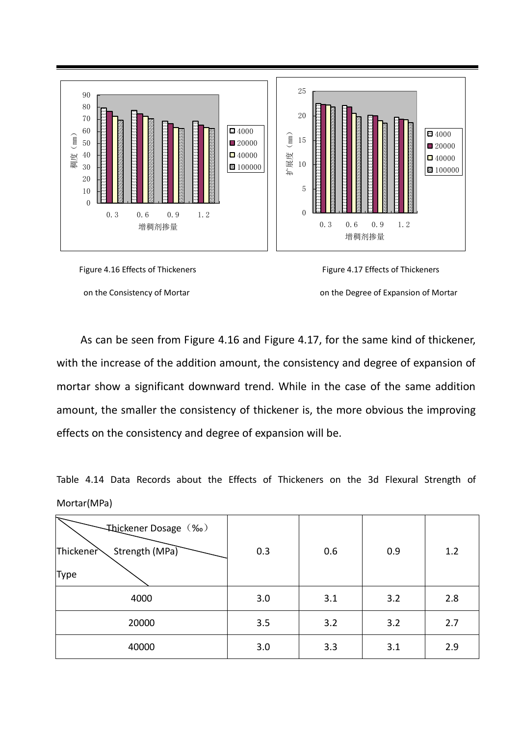Figure 4.16 Effects of Thickeners on the Consistency of Mortar

Figure 4.17 Effects of Thickeners on the Degree of Expansion of Mortar

As can be seen from Figure 4.16 and Figure 4.17, for the same kind of thickener, with the increase of the addition amount, the consistency and degree of expansion of mortar show a significant downward trend. While in the case of the same addition amount, the smaller the consistency of thickener is, the more obvious the improving effects on the consistency and degree of expansion will be.

Table 4.14 Data Records about the Effects of Thickeners on the 3d Flexural Strength of Mortar(MPa)

| Thickener Type \ Thickener Dosage（‰） / Strength (MPa) | 0.3 | 0.6 | 0.9 | 1.2 |
|---|---|---|---|---|
| 4000 | 3.0 | 3.1 | 3.2 | 2.8 |
| 20000 | 3.5 | 3.2 | 3.2 | 2.7 |
| 40000 | 3.0 | 3.3 | 3.1 | 2.9 |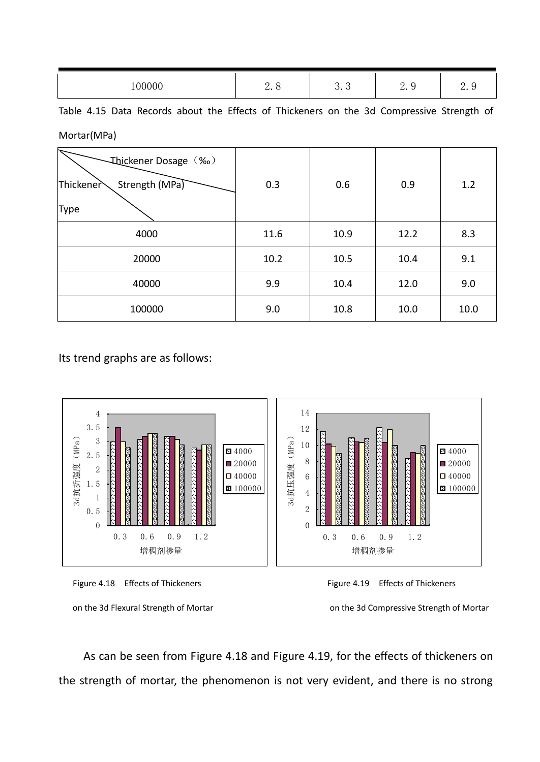| 100000 | 2.8 | 3.3 | 2.9 | 2.9 |
|---|---|---|---|---|

Table 4.15 Data Records about the Effects of Thickeners on the 3d Compressive Strength of Mortar(MPa)

| Thickener Type \ Thickener Dosage（‰） Strength (MPa) | 0.3 | 0.6 | 0.9 | 1.2 |
|---|---|---|---|---|
| 4000 | 11.6 | 10.9 | 12.2 | 8.3 |
| 20000 | 10.2 | 10.5 | 10.4 | 9.1 |
| 40000 | 9.9 | 10.4 | 12.0 | 9.0 |
| 100000 | 9.0 | 10.8 | 10.0 | 10.0 |

Its trend graphs are as follows:

Figure 4.18 Effects of Thickeners on the 3d Flexural Strength of Mortar

Figure 4.19 Effects of Thickeners on the 3d Compressive Strength of Mortar

As can be seen from Figure 4.18 and Figure 4.19, for the effects of thickeners on the strength of mortar, the phenomenon is not very evident, and there is no strong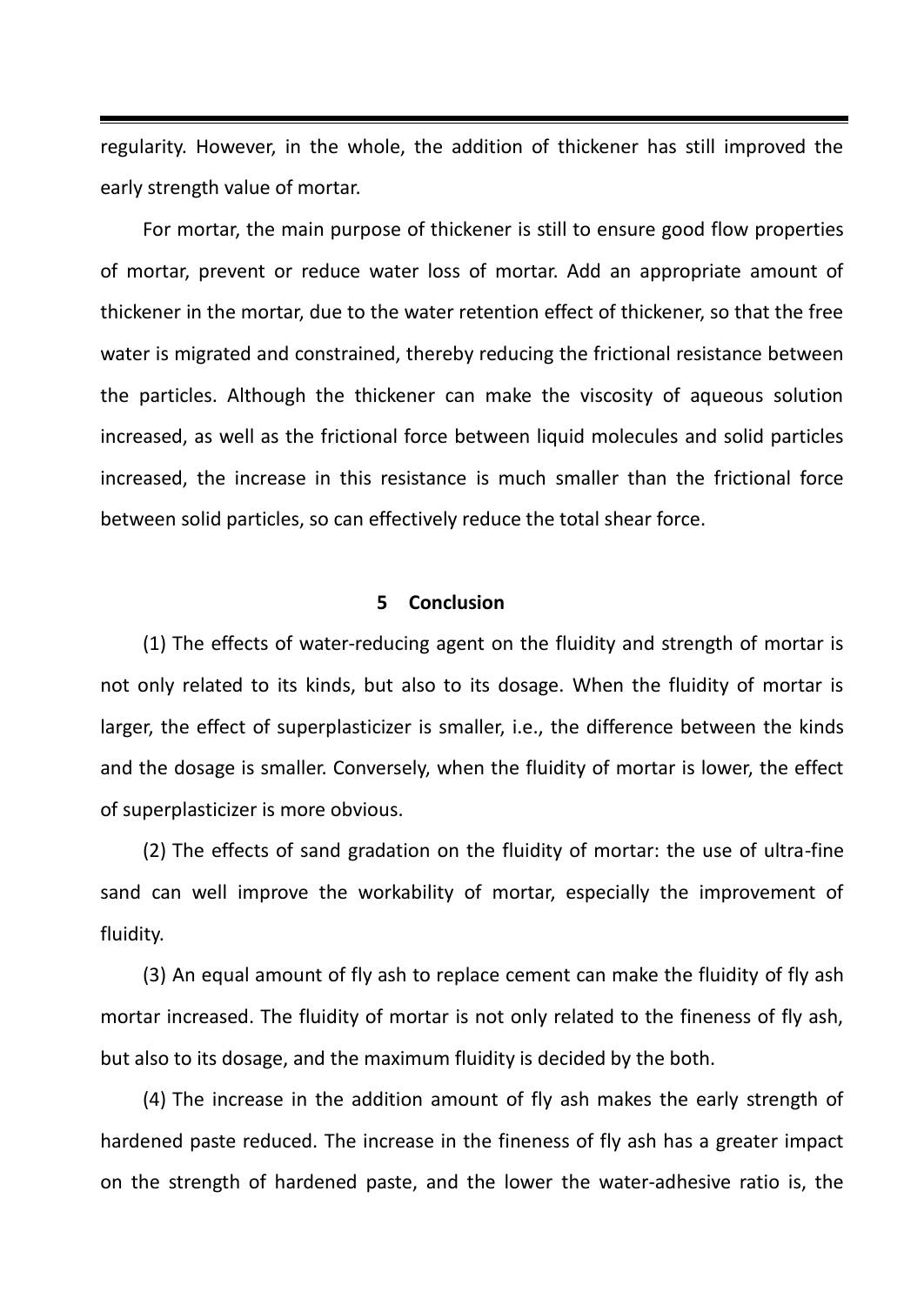regularity. However, in the whole, the addition of thickener has still improved the early strength value of mortar.

For mortar, the main purpose of thickener is still to ensure good flow properties of mortar, prevent or reduce water loss of mortar. Add an appropriate amount of thickener in the mortar, due to the water retention effect of thickener, so that the free water is migrated and constrained, thereby reducing the frictional resistance between the particles. Although the thickener can make the viscosity of aqueous solution increased, as well as the frictional force between liquid molecules and solid particles increased, the increase in this resistance is much smaller than the frictional force between solid particles, so can effectively reduce the total shear force.

## 5 Conclusion

(1) The effects of water-reducing agent on the fluidity and strength of mortar is not only related to its kinds, but also to its dosage. When the fluidity of mortar is larger, the effect of superplasticizer is smaller, i.e., the difference between the kinds and the dosage is smaller. Conversely, when the fluidity of mortar is lower, the effect of superplasticizer is more obvious.

(2) The effects of sand gradation on the fluidity of mortar: the use of ultra-fine sand can well improve the workability of mortar, especially the improvement of fluidity.

(3) An equal amount of fly ash to replace cement can make the fluidity of fly ash mortar increased. The fluidity of mortar is not only related to the fineness of fly ash, but also to its dosage, and the maximum fluidity is decided by the both.

(4) The increase in the addition amount of fly ash makes the early strength of hardened paste reduced. The increase in the fineness of fly ash has a greater impact on the strength of hardened paste, and the lower the water-adhesive ratio is, the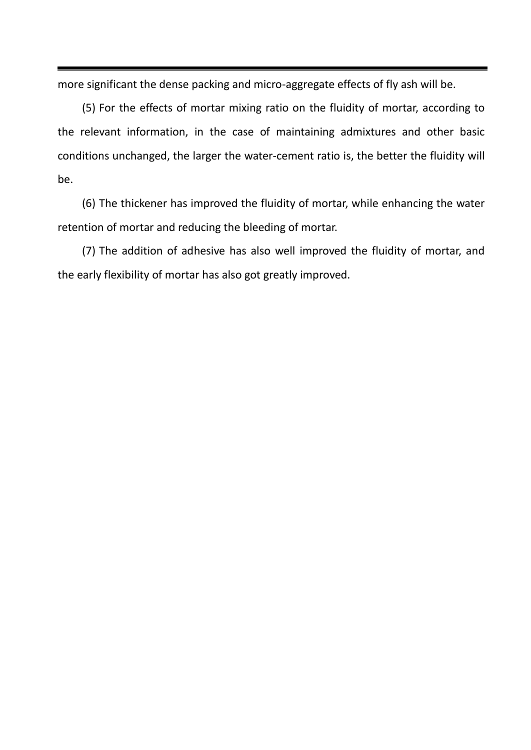more significant the dense packing and micro-aggregate effects of fly ash will be.

(5) For the effects of mortar mixing ratio on the fluidity of mortar, according to the relevant information, in the case of maintaining admixtures and other basic conditions unchanged, the larger the water-cement ratio is, the better the fluidity will be.

(6) The thickener has improved the fluidity of mortar, while enhancing the water retention of mortar and reducing the bleeding of mortar.

(7) The addition of adhesive has also well improved the fluidity of mortar, and the early flexibility of mortar has also got greatly improved.